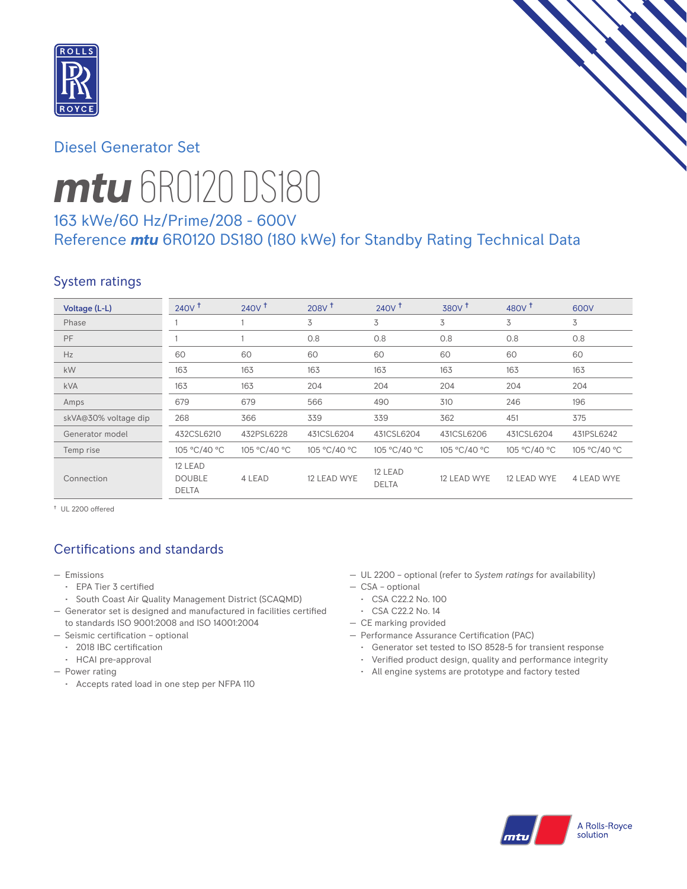Diesel Generator Set

# mtu 6R0120 DS180

## 163 kWe/60 Hz/Prime/208 - 600V
## Reference mtu 6R0120 DS180 (180 kWe) for Standby Rating Technical Data

### System ratings

| Voltage (L-L) | 240V † | 240V † | 208V † | 240V † | 380V † | 480V † | 600V |
|---|---|---|---|---|---|---|---|
| Phase | 1 | 1 | 3 | 3 | 3 | 3 | 3 |
| PF | 1 | 1 | 0.8 | 0.8 | 0.8 | 0.8 | 0.8 |
| Hz | 60 | 60 | 60 | 60 | 60 | 60 | 60 |
| kW | 163 | 163 | 163 | 163 | 163 | 163 | 163 |
| kVA | 163 | 163 | 204 | 204 | 204 | 204 | 204 |
| Amps | 679 | 679 | 566 | 490 | 310 | 246 | 196 |
| skVA@30% voltage dip | 268 | 366 | 339 | 339 | 362 | 451 | 375 |
| Generator model | 432CSL6210 | 432PSL6228 | 431CSL6204 | 431CSL6204 | 431CSL6206 | 431CSL6204 | 431PSL6242 |
| Temp rise | 105 °C/40 °C | 105 °C/40 °C | 105 °C/40 °C | 105 °C/40 °C | 105 °C/40 °C | 105 °C/40 °C | 105 °C/40 °C |
| Connection | 12 LEAD DOUBLE DELTA | 4 LEAD | 12 LEAD WYE | 12 LEAD DELTA | 12 LEAD WYE | 12 LEAD WYE | 4 LEAD WYE |

† UL 2200 offered

### Certifications and standards

- Emissions
  - EPA Tier 3 certified
  - South Coast Air Quality Management District (SCAQMD)
- Generator set is designed and manufactured in facilities certified to standards ISO 9001:2008 and ISO 14001:2004
- Seismic certification – optional
  - 2018 IBC certification
  - HCAI pre-approval
- Power rating
  - Accepts rated load in one step per NFPA 110
- UL 2200 – optional (refer to *System ratings* for availability)
- CSA – optional
  - CSA C22.2 No. 100
  - CSA C22.2 No. 14
- CE marking provided
- Performance Assurance Certification (PAC)
  - Generator set tested to ISO 8528-5 for transient response
  - Verified product design, quality and performance integrity
  - All engine systems are prototype and factory tested

A Rolls-Royce solution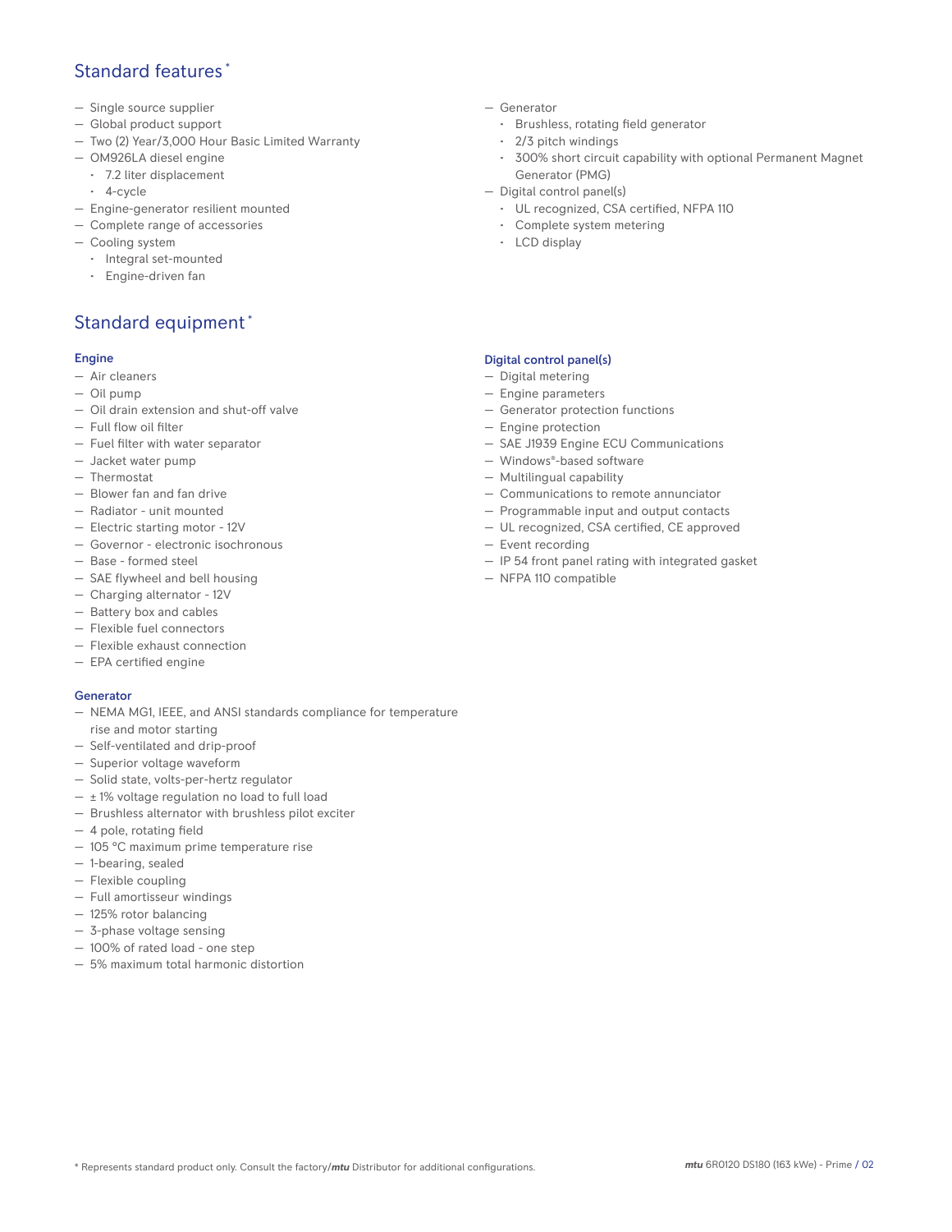## Standard features *

- Single source supplier
- Global product support
- Two (2) Year/3,000 Hour Basic Limited Warranty
- OM926LA diesel engine
  - 7.2 liter displacement
  - 4-cycle
- Engine-generator resilient mounted
- Complete range of accessories
- Cooling system
  - Integral set-mounted
  - Engine-driven fan
- Generator
  - Brushless, rotating field generator
  - 2/3 pitch windings
  - 300% short circuit capability with optional Permanent Magnet Generator (PMG)
- Digital control panel(s)
  - UL recognized, CSA certified, NFPA 110
  - Complete system metering
  - LCD display

## Standard equipment *

### Engine

- Air cleaners
- Oil pump
- Oil drain extension and shut-off valve
- Full flow oil filter
- Fuel filter with water separator
- Jacket water pump
- Thermostat
- Blower fan and fan drive
- Radiator - unit mounted
- Electric starting motor - 12V
- Governor - electronic isochronous
- Base - formed steel
- SAE flywheel and bell housing
- Charging alternator - 12V
- Battery box and cables
- Flexible fuel connectors
- Flexible exhaust connection
- EPA certified engine

### Generator

- NEMA MG1, IEEE, and ANSI standards compliance for temperature rise and motor starting
- Self-ventilated and drip-proof
- Superior voltage waveform
- Solid state, volts-per-hertz regulator
- ± 1% voltage regulation no load to full load
- Brushless alternator with brushless pilot exciter
- 4 pole, rotating field
- 105 °C maximum prime temperature rise
- 1-bearing, sealed
- Flexible coupling
- Full amortisseur windings
- 125% rotor balancing
- 3-phase voltage sensing
- 100% of rated load - one step
- 5% maximum total harmonic distortion

### Digital control panel(s)

- Digital metering
- Engine parameters
- Generator protection functions
- Engine protection
- SAE J1939 Engine ECU Communications
- Windows®-based software
- Multilingual capability
- Communications to remote annunciator
- Programmable input and output contacts
- UL recognized, CSA certified, CE approved
- Event recording
- IP 54 front panel rating with integrated gasket
- NFPA 110 compatible

* Represents standard product only. Consult the factory/*mtu* Distributor for additional configurations.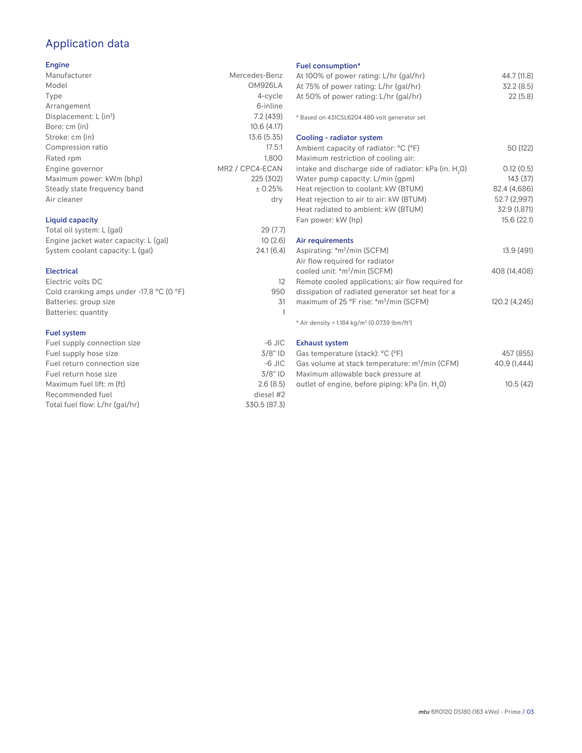# Application data

## Engine

| | |
|---|---|
| Manufacturer | Mercedes-Benz |
| Model | OM926LA |
| Type | 4-cycle |
| Arrangement | 6-inline |
| Displacement: L ($in^3$) | 7.2 (439) |
| Bore: cm (in) | 10.6 (4.17) |
| Stroke: cm (in) | 13.6 (5.35) |
| Compression ratio | 17.5:1 |
| Rated rpm | 1,800 |
| Engine governor | MR2 / CPC4-ECAN |
| Maximum power: kWm (bhp) | 225 (302) |
| Steady state frequency band | ± 0.25% |
| Air cleaner | dry |

## Liquid capacity

| | |
|---|---|
| Total oil system: L (gal) | 29 (7.7) |
| Engine jacket water capacity: L (gal) | 10 (2.6) |
| System coolant capacity: L (gal) | 24.1 (6.4) |

## Electrical

| | |
|---|---|
| Electric volts DC | 12 |
| Cold cranking amps under -17.8 °C (0 °F) | 950 |
| Batteries: group size | 31 |
| Batteries: quantity | 1 |

## Fuel system

| | |
|---|---|
| Fuel supply connection size | -6 JIC |
| Fuel supply hose size | 3/8" ID |
| Fuel return connection size | -6 JIC |
| Fuel return hose size | 3/8" ID |
| Maximum fuel lift: m (ft) | 2.6 (8.5) |
| Recommended fuel | diesel #2 |
| Total fuel flow: L/hr (gal/hr) | 330.5 (87.3) |

## Fuel consumption*

| | |
|---|---|
| At 100% of power rating: L/hr (gal/hr) | 44.7 (11.8) |
| At 75% of power rating: L/hr (gal/hr) | 32.2 (8.5) |
| At 50% of power rating: L/hr (gal/hr) | 22 (5.8) |

* Based on 431CSL6204 480 volt generator set

## Cooling - radiator system

| | |
|---|---|
| Ambient capacity of radiator: °C (°F) | 50 (122) |
| Maximum restriction of cooling air: intake and discharge side of radiator: kPa (in. $H_2O$) | 0.12 (0.5) |
| Water pump capacity: L/min (gpm) | 143 (37) |
| Heat rejection to coolant: kW (BTUM) | 82.4 (4,686) |
| Heat rejection to air to air: kW (BTUM) | 52.7 (2,997) |
| Heat radiated to ambient: kW (BTUM) | 32.9 (1,871) |
| Fan power: kW (hp) | 15.6 (22.1) |

## Air requirements

| | |
|---|---|
| Aspirating: *$m^3$/min (SCFM) | 13.9 (491) |
| Air flow required for radiator cooled unit: *$m^3$/min (SCFM) | 408 (14,408) |
| Remote cooled applications; air flow required for dissipation of radiated generator set heat for a maximum of 25 °F rise: *$m^3$/min (SCFM) | 120.2 (4,245) |

* Air density = 1.184 kg/$m^3$ (0.0739 lbm/$ft^3$)

## Exhaust system

| | |
|---|---|
| Gas temperature (stack): °C (°F) | 457 (855) |
| Gas volume at stack temperature: $m^3$/min (CFM) | 40.9 (1,444) |
| Maximum allowable back pressure at outlet of engine, before piping: kPa (in. $H_2O$) | 10.5 (42) |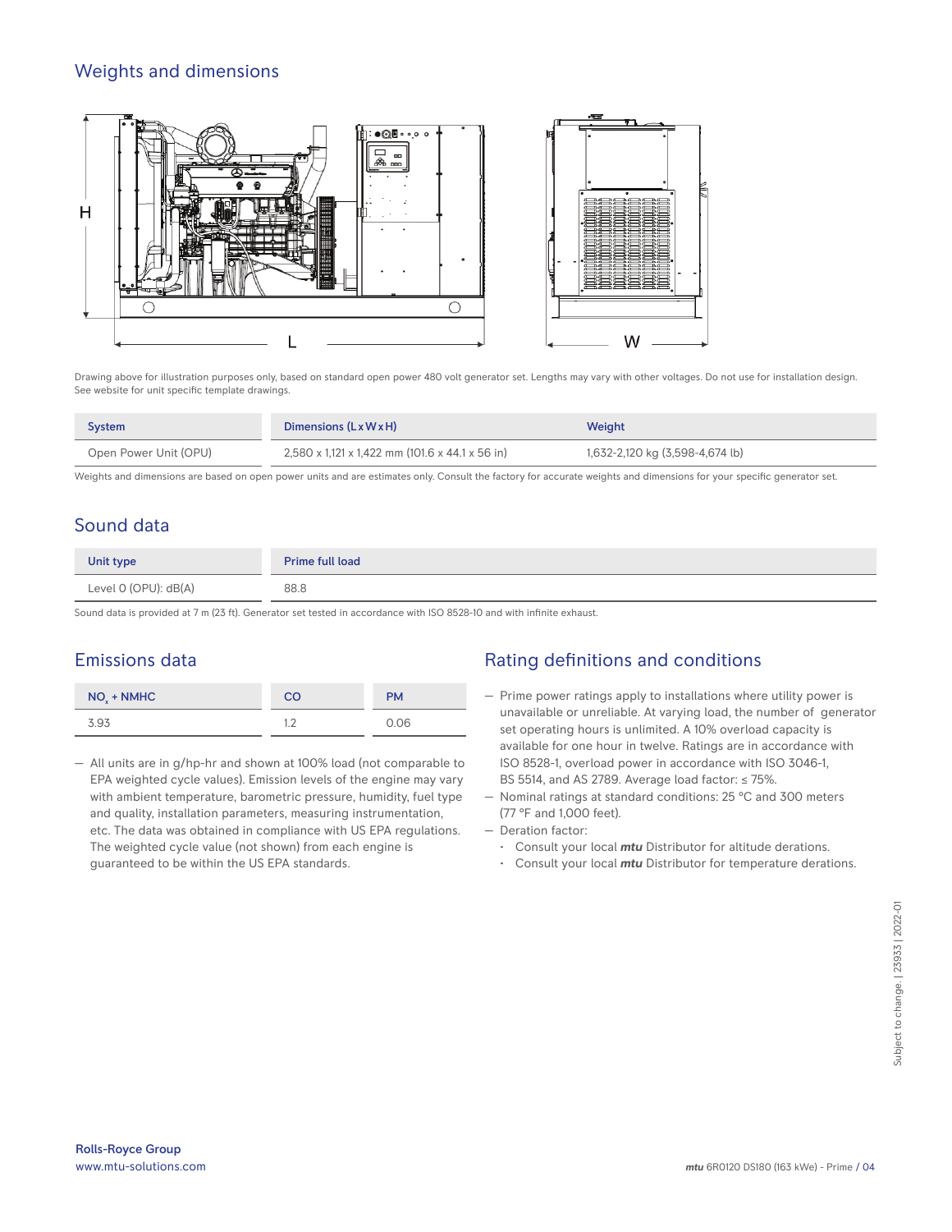## Weights and dimensions

H

L

W

Drawing above for illustration purposes only, based on standard open power 480 volt generator set. Lengths may vary with other voltages. Do not use for installation design. See website for unit specific template drawings.

| System | Dimensions (L x W x H) | Weight |
|---|---|---|
| Open Power Unit (OPU) | 2,580 x 1,121 x 1,422 mm (101.6 x 44.1 x 56 in) | 1,632-2,120 kg (3,598-4,674 lb) |

Weights and dimensions are based on open power units and are estimates only. Consult the factory for accurate weights and dimensions for your specific generator set.

## Sound data

| Unit type | Prime full load |
|---|---|
| Level 0 (OPU): dB(A) | 88.8 |

Sound data is provided at 7 m (23 ft). Generator set tested in accordance with ISO 8528-10 and with infinite exhaust.

## Emissions data

| $NO_x$ + NMHC | CO | PM |
|---|---|---|
| 3.93 | 1.2 | 0.06 |

- All units are in g/hp-hr and shown at 100% load (not comparable to EPA weighted cycle values). Emission levels of the engine may vary with ambient temperature, barometric pressure, humidity, fuel type and quality, installation parameters, measuring instrumentation, etc. The data was obtained in compliance with US EPA regulations. The weighted cycle value (not shown) from each engine is guaranteed to be within the US EPA standards.

## Rating definitions and conditions

- Prime power ratings apply to installations where utility power is unavailable or unreliable. At varying load, the number of generator set operating hours is unlimited. A 10% overload capacity is available for one hour in twelve. Ratings are in accordance with ISO 8528-1, overload power in accordance with ISO 3046-1, BS 5514, and AS 2789. Average load factor: ≤ 75%.
- Nominal ratings at standard conditions: 25 °C and 300 meters (77 °F and 1,000 feet).
- Deration factor:
  - Consult your local ***mtu*** Distributor for altitude derations.
  - Consult your local ***mtu*** Distributor for temperature derations.

Subject to change. | 23933 | 2022-01

**Rolls-Royce Group**
www.mtu-solutions.com